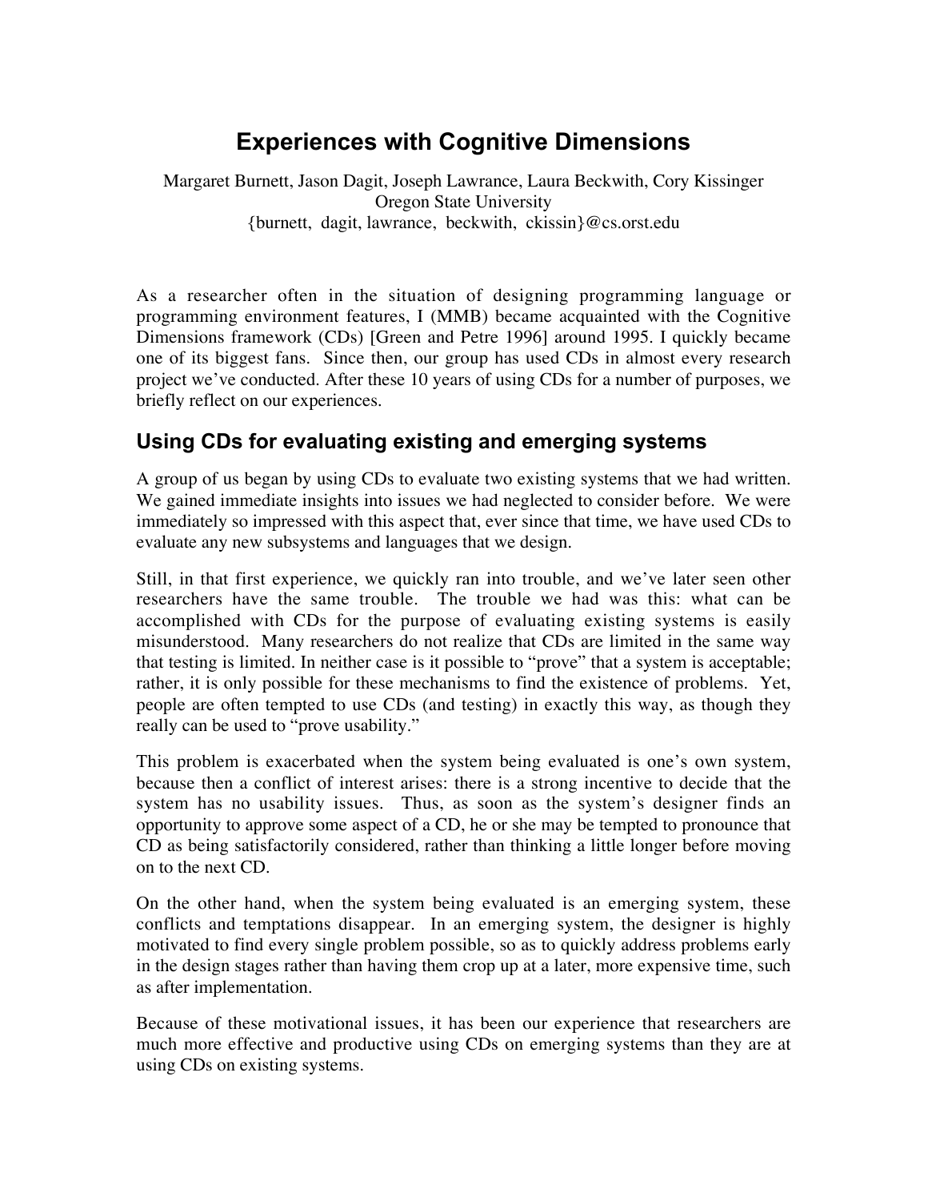# Experiences with Cognitive Dimensions

Margaret Burnett, Jason Dagit, Joseph Lawrance, Laura Beckwith, Cory Kissinger
Oregon State University
{burnett, dagit, lawrance, beckwith, ckissin}@cs.orst.edu

As a researcher often in the situation of designing programming language or programming environment features, I (MMB) became acquainted with the Cognitive Dimensions framework (CDs) [Green and Petre 1996] around 1995. I quickly became one of its biggest fans. Since then, our group has used CDs in almost every research project we've conducted. After these 10 years of using CDs for a number of purposes, we briefly reflect on our experiences.

## Using CDs for evaluating existing and emerging systems

A group of us began by using CDs to evaluate two existing systems that we had written. We gained immediate insights into issues we had neglected to consider before. We were immediately so impressed with this aspect that, ever since that time, we have used CDs to evaluate any new subsystems and languages that we design.

Still, in that first experience, we quickly ran into trouble, and we've later seen other researchers have the same trouble. The trouble we had was this: what can be accomplished with CDs for the purpose of evaluating existing systems is easily misunderstood. Many researchers do not realize that CDs are limited in the same way that testing is limited. In neither case is it possible to "prove" that a system is acceptable; rather, it is only possible for these mechanisms to find the existence of problems. Yet, people are often tempted to use CDs (and testing) in exactly this way, as though they really can be used to "prove usability."

This problem is exacerbated when the system being evaluated is one's own system, because then a conflict of interest arises: there is a strong incentive to decide that the system has no usability issues. Thus, as soon as the system's designer finds an opportunity to approve some aspect of a CD, he or she may be tempted to pronounce that CD as being satisfactorily considered, rather than thinking a little longer before moving on to the next CD.

On the other hand, when the system being evaluated is an emerging system, these conflicts and temptations disappear. In an emerging system, the designer is highly motivated to find every single problem possible, so as to quickly address problems early in the design stages rather than having them crop up at a later, more expensive time, such as after implementation.

Because of these motivational issues, it has been our experience that researchers are much more effective and productive using CDs on emerging systems than they are at using CDs on existing systems.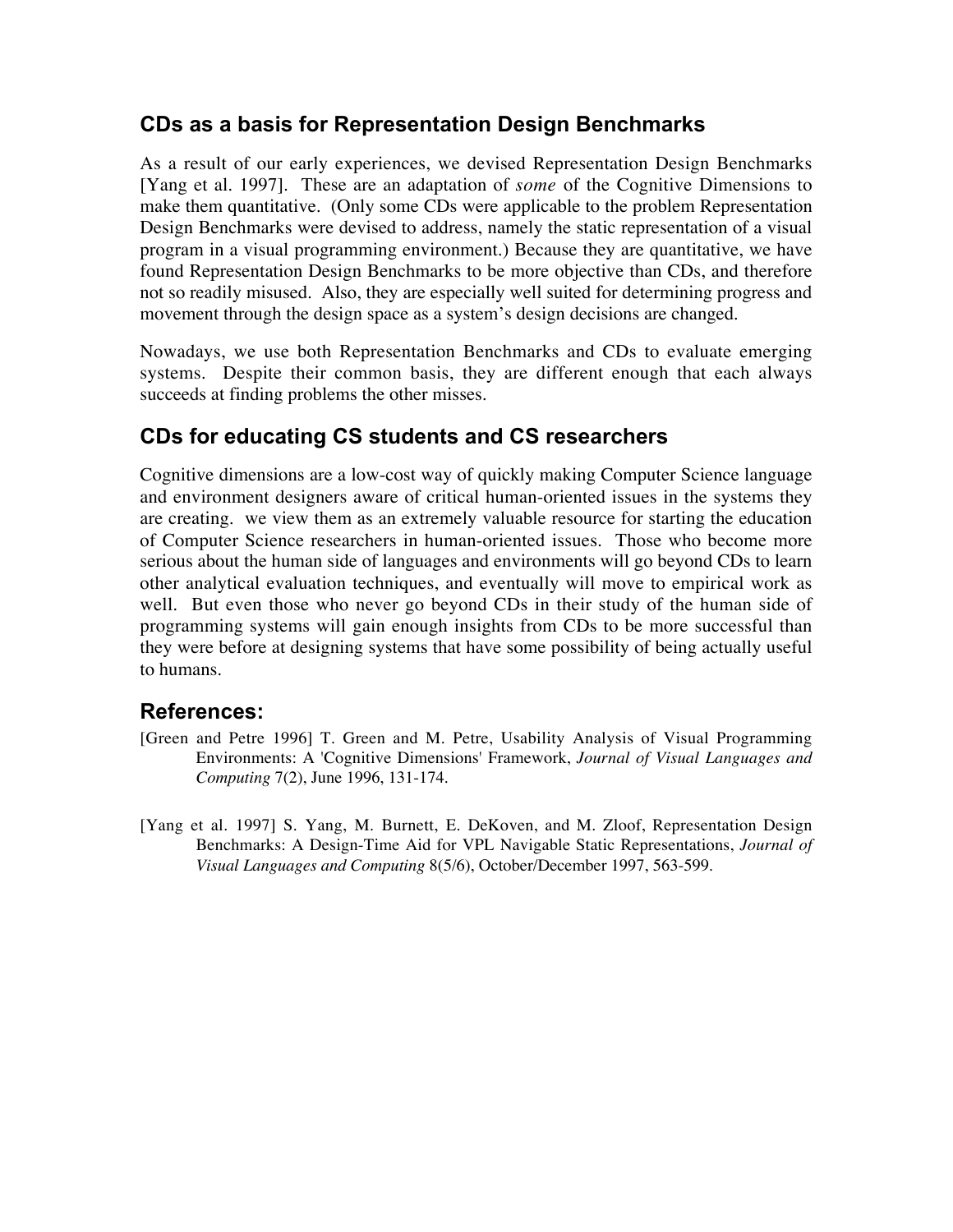## CDs as a basis for Representation Design Benchmarks

As a result of our early experiences, we devised Representation Design Benchmarks [Yang et al. 1997]. These are an adaptation of *some* of the Cognitive Dimensions to make them quantitative. (Only some CDs were applicable to the problem Representation Design Benchmarks were devised to address, namely the static representation of a visual program in a visual programming environment.) Because they are quantitative, we have found Representation Design Benchmarks to be more objective than CDs, and therefore not so readily misused. Also, they are especially well suited for determining progress and movement through the design space as a system's design decisions are changed.

Nowadays, we use both Representation Benchmarks and CDs to evaluate emerging systems. Despite their common basis, they are different enough that each always succeeds at finding problems the other misses.

## CDs for educating CS students and CS researchers

Cognitive dimensions are a low-cost way of quickly making Computer Science language and environment designers aware of critical human-oriented issues in the systems they are creating. we view them as an extremely valuable resource for starting the education of Computer Science researchers in human-oriented issues. Those who become more serious about the human side of languages and environments will go beyond CDs to learn other analytical evaluation techniques, and eventually will move to empirical work as well. But even those who never go beyond CDs in their study of the human side of programming systems will gain enough insights from CDs to be more successful than they were before at designing systems that have some possibility of being actually useful to humans.

## References:

[Green and Petre 1996] T. Green and M. Petre, Usability Analysis of Visual Programming Environments: A 'Cognitive Dimensions' Framework, *Journal of Visual Languages and Computing* 7(2), June 1996, 131-174.

[Yang et al. 1997] S. Yang, M. Burnett, E. DeKoven, and M. Zloof, Representation Design Benchmarks: A Design-Time Aid for VPL Navigable Static Representations, *Journal of Visual Languages and Computing* 8(5/6), October/December 1997, 563-599.